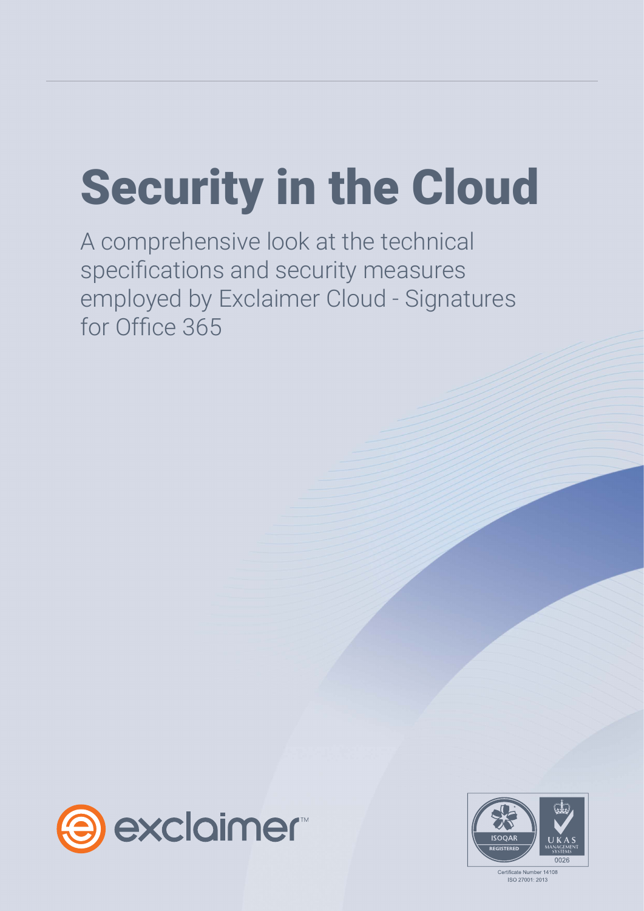# Security in the Cloud

A comprehensive look at the technical specifications and security measures employed by Exclaimer Cloud - Signatures for Office 365

exclaimer™

ISOQAR REGISTERED

UKAS MANAGEMENT SYSTEMS 0026

Certificate Number 14108
ISO 27001: 2013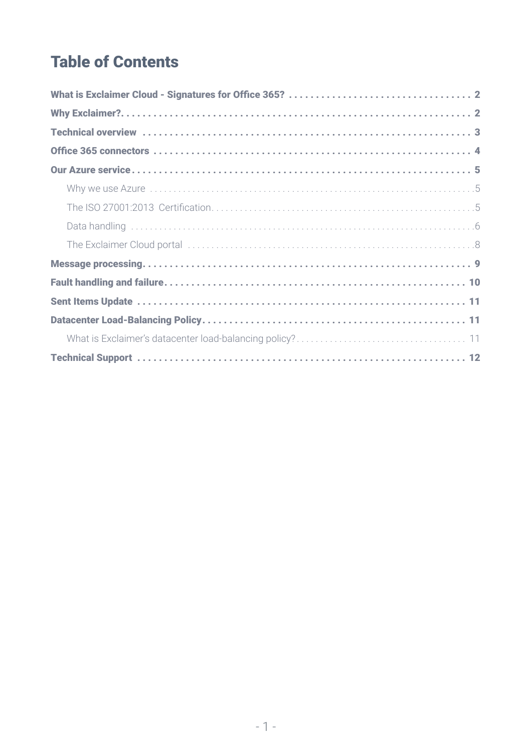# Table of Contents

**What is Exclaimer Cloud - Signatures for Office 365?** . . . . . . . . . . . . . . . . . . . . . . . . . . . . . . . . . . 2

**Why Exclaimer?** . . . . . . . . . . . . . . . . . . . . . . . . . . . . . . . . . . . . . . . . . . . . . . . . . . . . . . . . . . . . . . . . 2

**Technical overview** . . . . . . . . . . . . . . . . . . . . . . . . . . . . . . . . . . . . . . . . . . . . . . . . . . . . . . . . . . . . . 3

**Office 365 connectors** . . . . . . . . . . . . . . . . . . . . . . . . . . . . . . . . . . . . . . . . . . . . . . . . . . . . . . . . . . 4

**Our Azure service** . . . . . . . . . . . . . . . . . . . . . . . . . . . . . . . . . . . . . . . . . . . . . . . . . . . . . . . . . . . . . . 5

- Why we use Azure . . . . . . . . . . . . . . . . . . . . . . . . . . . . . . . . . . . . . . . . . . . . . . . . . . . . . . . . . . . . . . 5
- The ISO 27001:2013 Certification . . . . . . . . . . . . . . . . . . . . . . . . . . . . . . . . . . . . . . . . . . . . . . . . . . 5
- Data handling . . . . . . . . . . . . . . . . . . . . . . . . . . . . . . . . . . . . . . . . . . . . . . . . . . . . . . . . . . . . . . . . . . 6
- The Exclaimer Cloud portal . . . . . . . . . . . . . . . . . . . . . . . . . . . . . . . . . . . . . . . . . . . . . . . . . . . . . . . 8

**Message processing** . . . . . . . . . . . . . . . . . . . . . . . . . . . . . . . . . . . . . . . . . . . . . . . . . . . . . . . . . . . . . 9

**Fault handling and failure** . . . . . . . . . . . . . . . . . . . . . . . . . . . . . . . . . . . . . . . . . . . . . . . . . . . . . . . . 10

**Sent Items Update** . . . . . . . . . . . . . . . . . . . . . . . . . . . . . . . . . . . . . . . . . . . . . . . . . . . . . . . . . . . . . . 11

**Datacenter Load-Balancing Policy** . . . . . . . . . . . . . . . . . . . . . . . . . . . . . . . . . . . . . . . . . . . . . . . . . 11

- What is Exclaimer's datacenter load-balancing policy? . . . . . . . . . . . . . . . . . . . . . . . . . . . . . . . . . . 11

**Technical Support** . . . . . . . . . . . . . . . . . . . . . . . . . . . . . . . . . . . . . . . . . . . . . . . . . . . . . . . . . . . . . . 12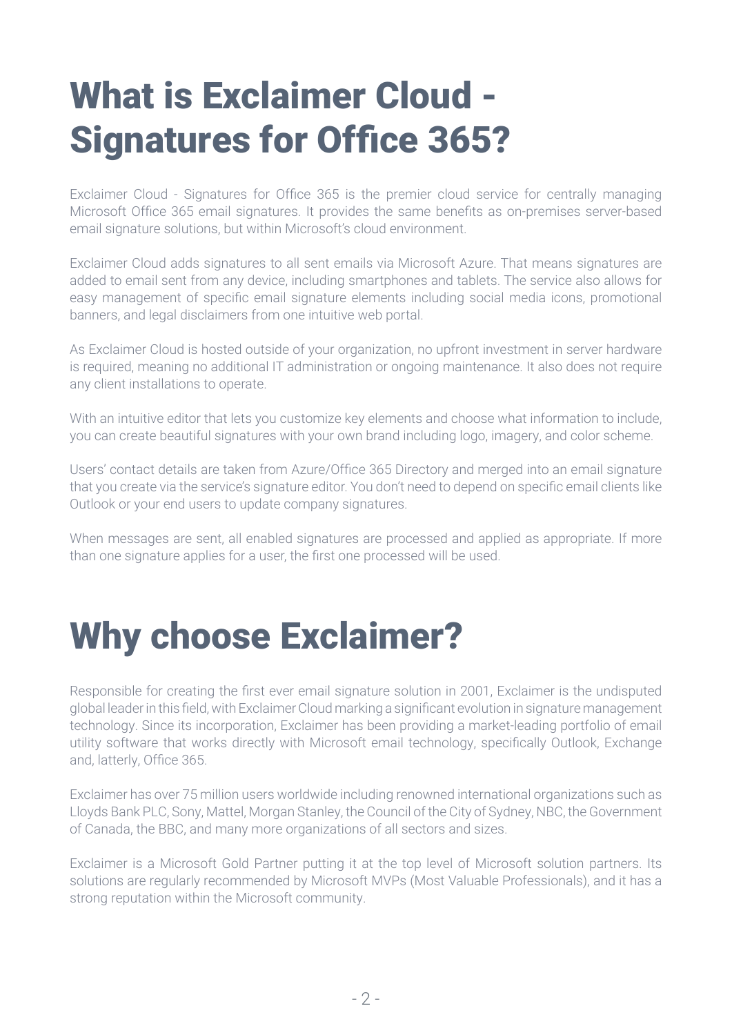# What is Exclaimer Cloud - Signatures for Office 365?

Exclaimer Cloud - Signatures for Office 365 is the premier cloud service for centrally managing Microsoft Office 365 email signatures. It provides the same benefits as on-premises server-based email signature solutions, but within Microsoft's cloud environment.

Exclaimer Cloud adds signatures to all sent emails via Microsoft Azure. That means signatures are added to email sent from any device, including smartphones and tablets. The service also allows for easy management of specific email signature elements including social media icons, promotional banners, and legal disclaimers from one intuitive web portal.

As Exclaimer Cloud is hosted outside of your organization, no upfront investment in server hardware is required, meaning no additional IT administration or ongoing maintenance. It also does not require any client installations to operate.

With an intuitive editor that lets you customize key elements and choose what information to include, you can create beautiful signatures with your own brand including logo, imagery, and color scheme.

Users' contact details are taken from Azure/Office 365 Directory and merged into an email signature that you create via the service's signature editor. You don't need to depend on specific email clients like Outlook or your end users to update company signatures.

When messages are sent, all enabled signatures are processed and applied as appropriate. If more than one signature applies for a user, the first one processed will be used.

# Why choose Exclaimer?

Responsible for creating the first ever email signature solution in 2001, Exclaimer is the undisputed global leader in this field, with Exclaimer Cloud marking a significant evolution in signature management technology. Since its incorporation, Exclaimer has been providing a market-leading portfolio of email utility software that works directly with Microsoft email technology, specifically Outlook, Exchange and, latterly, Office 365.

Exclaimer has over 75 million users worldwide including renowned international organizations such as Lloyds Bank PLC, Sony, Mattel, Morgan Stanley, the Council of the City of Sydney, NBC, the Government of Canada, the BBC, and many more organizations of all sectors and sizes.

Exclaimer is a Microsoft Gold Partner putting it at the top level of Microsoft solution partners. Its solutions are regularly recommended by Microsoft MVPs (Most Valuable Professionals), and it has a strong reputation within the Microsoft community.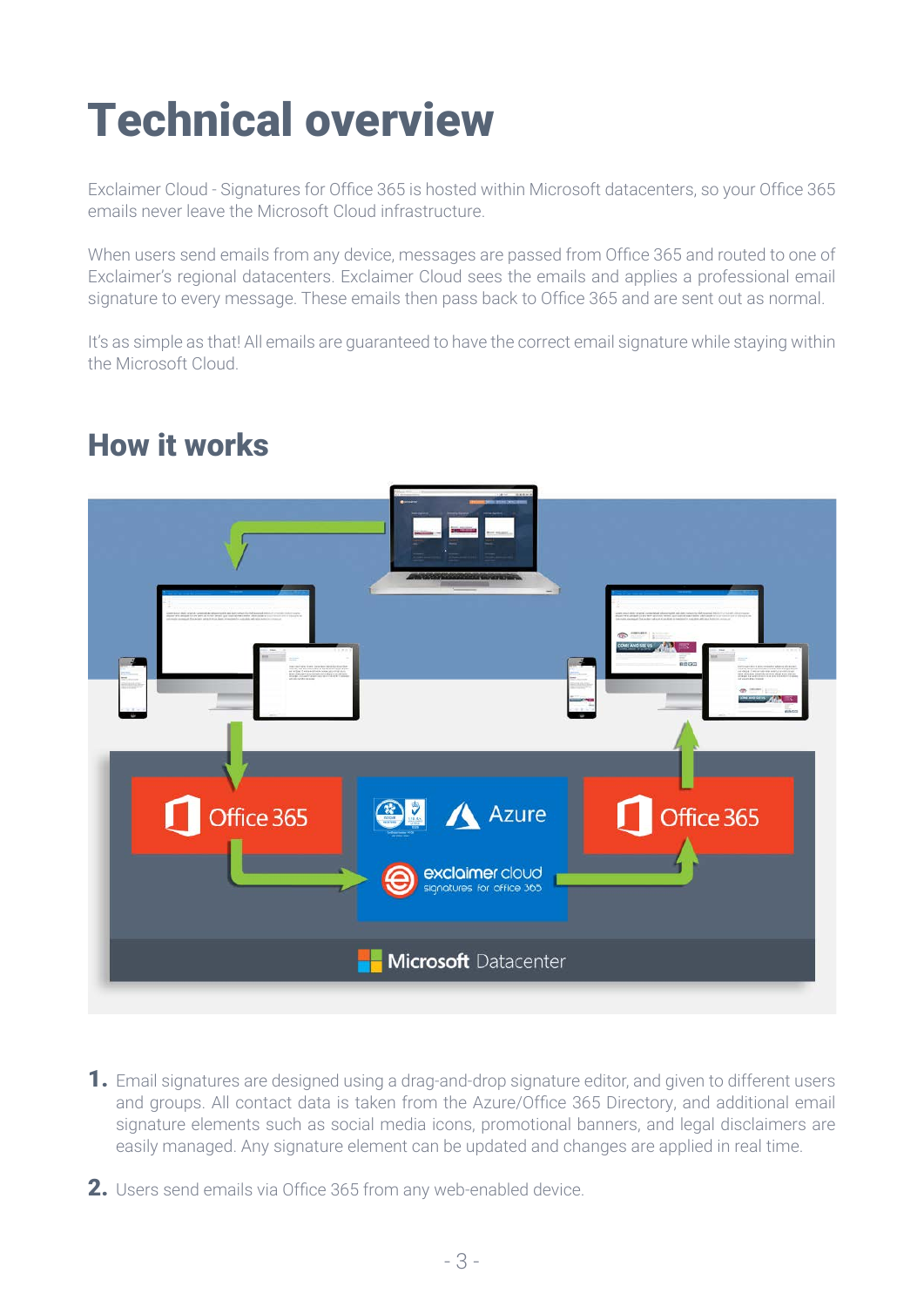# Technical overview

Exclaimer Cloud - Signatures for Office 365 is hosted within Microsoft datacenters, so your Office 365 emails never leave the Microsoft Cloud infrastructure.

When users send emails from any device, messages are passed from Office 365 and routed to one of Exclaimer's regional datacenters. Exclaimer Cloud sees the emails and applies a professional email signature to every message. These emails then pass back to Office 365 and are sent out as normal.

It's as simple as that! All emails are guaranteed to have the correct email signature while staying within the Microsoft Cloud.

## How it works

1. Email signatures are designed using a drag-and-drop signature editor, and given to different users and groups. All contact data is taken from the Azure/Office 365 Directory, and additional email signature elements such as social media icons, promotional banners, and legal disclaimers are easily managed. Any signature element can be updated and changes are applied in real time.

2. Users send emails via Office 365 from any web-enabled device.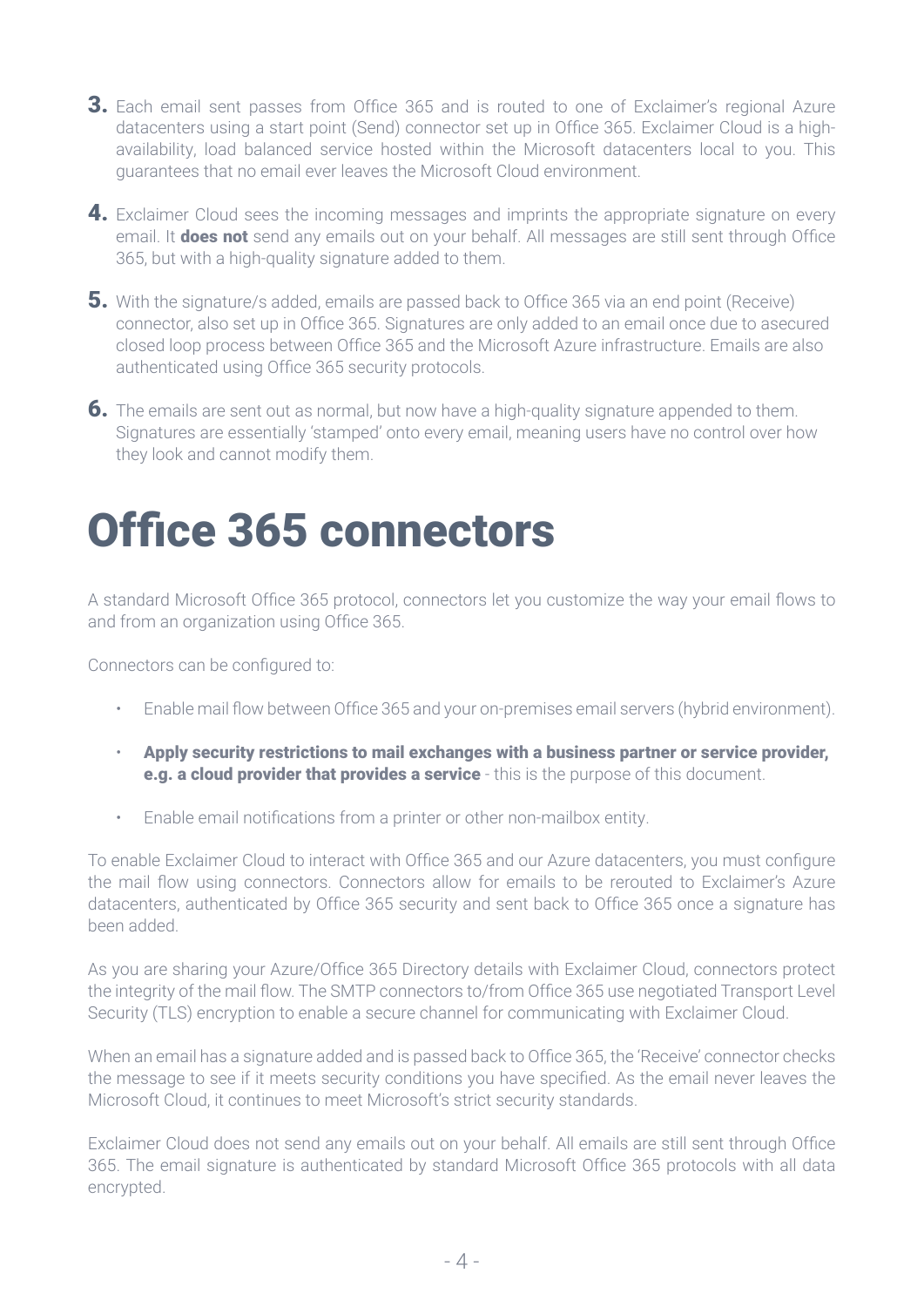3. Each email sent passes from Office 365 and is routed to one of Exclaimer's regional Azure datacenters using a start point (Send) connector set up in Office 365. Exclaimer Cloud is a high-availability, load balanced service hosted within the Microsoft datacenters local to you. This guarantees that no email ever leaves the Microsoft Cloud environment.

4. Exclaimer Cloud sees the incoming messages and imprints the appropriate signature on every email. It **does not** send any emails out on your behalf. All messages are still sent through Office 365, but with a high-quality signature added to them.

5. With the signature/s added, emails are passed back to Office 365 via an end point (Receive) connector, also set up in Office 365. Signatures are only added to an email once due to asecured closed loop process between Office 365 and the Microsoft Azure infrastructure. Emails are also authenticated using Office 365 security protocols.

6. The emails are sent out as normal, but now have a high-quality signature appended to them. Signatures are essentially 'stamped' onto every email, meaning users have no control over how they look and cannot modify them.

# Office 365 connectors

A standard Microsoft Office 365 protocol, connectors let you customize the way your email flows to and from an organization using Office 365.

Connectors can be configured to:

- Enable mail flow between Office 365 and your on-premises email servers (hybrid environment).
- **Apply security restrictions to mail exchanges with a business partner or service provider, e.g. a cloud provider that provides a service** - this is the purpose of this document.
- Enable email notifications from a printer or other non-mailbox entity.

To enable Exclaimer Cloud to interact with Office 365 and our Azure datacenters, you must configure the mail flow using connectors. Connectors allow for emails to be rerouted to Exclaimer's Azure datacenters, authenticated by Office 365 security and sent back to Office 365 once a signature has been added.

As you are sharing your Azure/Office 365 Directory details with Exclaimer Cloud, connectors protect the integrity of the mail flow. The SMTP connectors to/from Office 365 use negotiated Transport Level Security (TLS) encryption to enable a secure channel for communicating with Exclaimer Cloud.

When an email has a signature added and is passed back to Office 365, the 'Receive' connector checks the message to see if it meets security conditions you have specified. As the email never leaves the Microsoft Cloud, it continues to meet Microsoft's strict security standards.

Exclaimer Cloud does not send any emails out on your behalf. All emails are still sent through Office 365. The email signature is authenticated by standard Microsoft Office 365 protocols with all data encrypted.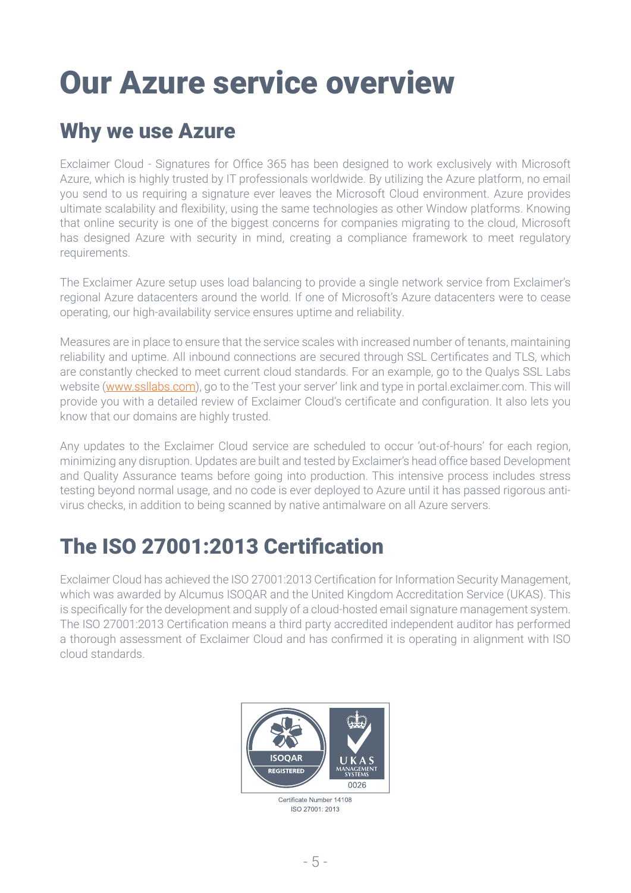# Our Azure service overview

## Why we use Azure

Exclaimer Cloud - Signatures for Office 365 has been designed to work exclusively with Microsoft Azure, which is highly trusted by IT professionals worldwide. By utilizing the Azure platform, no email you send to us requiring a signature ever leaves the Microsoft Cloud environment. Azure provides ultimate scalability and flexibility, using the same technologies as other Window platforms. Knowing that online security is one of the biggest concerns for companies migrating to the cloud, Microsoft has designed Azure with security in mind, creating a compliance framework to meet regulatory requirements.

The Exclaimer Azure setup uses load balancing to provide a single network service from Exclaimer's regional Azure datacenters around the world. If one of Microsoft's Azure datacenters were to cease operating, our high-availability service ensures uptime and reliability.

Measures are in place to ensure that the service scales with increased number of tenants, maintaining reliability and uptime. All inbound connections are secured through SSL Certificates and TLS, which are constantly checked to meet current cloud standards. For an example, go to the Qualys SSL Labs website ([www.ssllabs.com](www.ssllabs.com)), go to the 'Test your server' link and type in portal.exclaimer.com. This will provide you with a detailed review of Exclaimer Cloud's certificate and configuration. It also lets you know that our domains are highly trusted.

Any updates to the Exclaimer Cloud service are scheduled to occur 'out-of-hours' for each region, minimizing any disruption. Updates are built and tested by Exclaimer's head office based Development and Quality Assurance teams before going into production. This intensive process includes stress testing beyond normal usage, and no code is ever deployed to Azure until it has passed rigorous anti-virus checks, in addition to being scanned by native antimalware on all Azure servers.

## The ISO 27001:2013 Certification

Exclaimer Cloud has achieved the ISO 27001:2013 Certification for Information Security Management, which was awarded by Alcumus ISOQAR and the United Kingdom Accreditation Service (UKAS). This is specifically for the development and supply of a cloud-hosted email signature management system. The ISO 27001:2013 Certification means a third party accredited independent auditor has performed a thorough assessment of Exclaimer Cloud and has confirmed it is operating in alignment with ISO cloud standards.

ISOQAR REGISTERED | UKAS MANAGEMENT SYSTEMS 0026

Certificate Number 14108
ISO 27001: 2013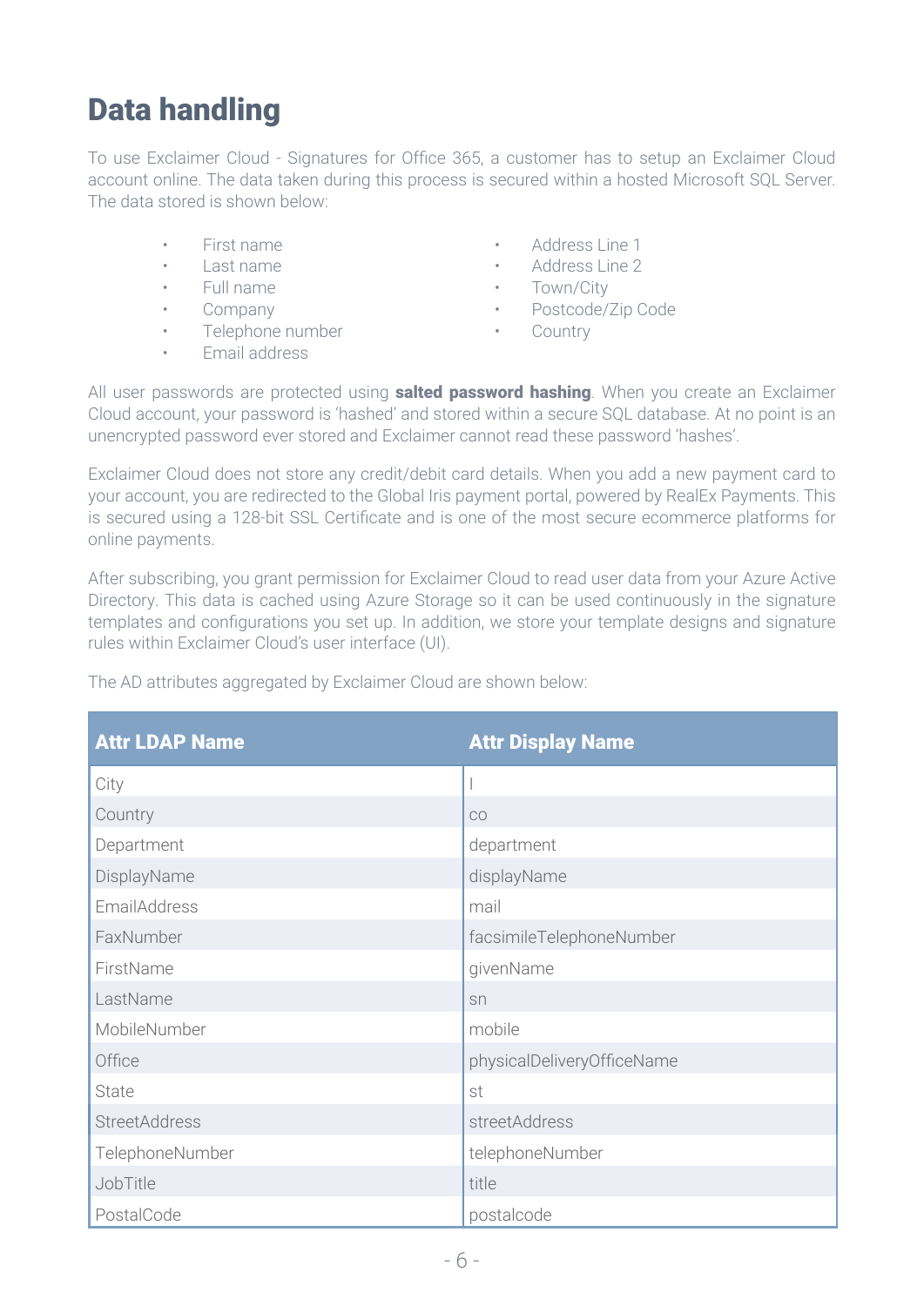# Data handling

To use Exclaimer Cloud - Signatures for Office 365, a customer has to setup an Exclaimer Cloud account online. The data taken during this process is secured within a hosted Microsoft SQL Server. The data stored is shown below:

- First name
- Last name
- Full name
- Company
- Telephone number
- Email address
- Address Line 1
- Address Line 2
- Town/City
- Postcode/Zip Code
- Country

All user passwords are protected using **salted password hashing**. When you create an Exclaimer Cloud account, your password is 'hashed' and stored within a secure SQL database. At no point is an unencrypted password ever stored and Exclaimer cannot read these password 'hashes'.

Exclaimer Cloud does not store any credit/debit card details. When you add a new payment card to your account, you are redirected to the Global Iris payment portal, powered by RealEx Payments. This is secured using a 128-bit SSL Certificate and is one of the most secure ecommerce platforms for online payments.

After subscribing, you grant permission for Exclaimer Cloud to read user data from your Azure Active Directory. This data is cached using Azure Storage so it can be used continuously in the signature templates and configurations you set up. In addition, we store your template designs and signature rules within Exclaimer Cloud's user interface (UI).

The AD attributes aggregated by Exclaimer Cloud are shown below:

| Attr LDAP Name | Attr Display Name |
|---|---|
| City | l |
| Country | co |
| Department | department |
| DisplayName | displayName |
| EmailAddress | mail |
| FaxNumber | facsimileTelephoneNumber |
| FirstName | givenName |
| LastName | sn |
| MobileNumber | mobile |
| Office | physicalDeliveryOfficeName |
| State | st |
| StreetAddress | streetAddress |
| TelephoneNumber | telephoneNumber |
| JobTitle | title |
| PostalCode | postalcode |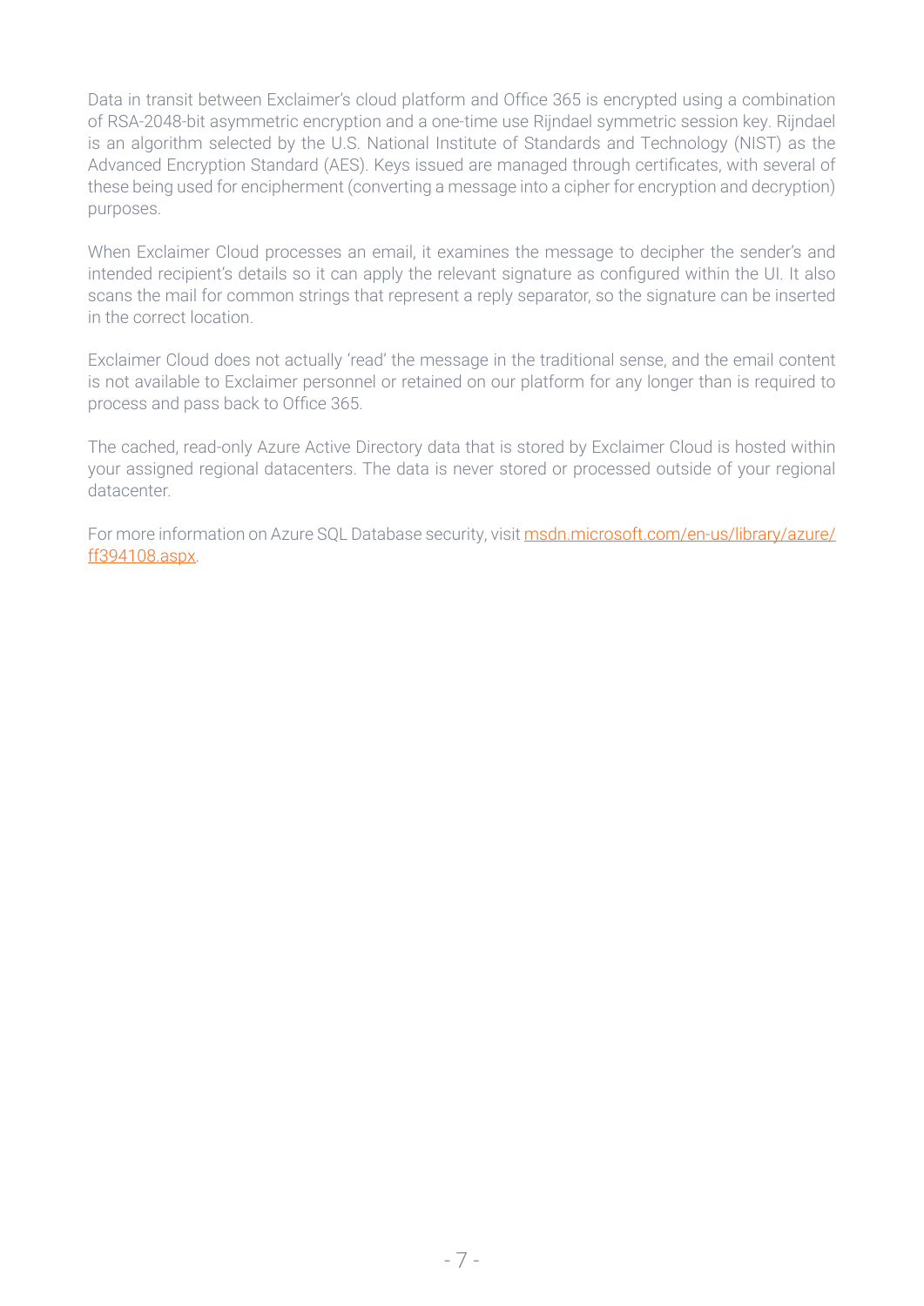Data in transit between Exclaimer's cloud platform and Office 365 is encrypted using a combination of RSA-2048-bit asymmetric encryption and a one-time use Rijndael symmetric session key. Rijndael is an algorithm selected by the U.S. National Institute of Standards and Technology (NIST) as the Advanced Encryption Standard (AES). Keys issued are managed through certificates, with several of these being used for encipherment (converting a message into a cipher for encryption and decryption) purposes.

When Exclaimer Cloud processes an email, it examines the message to decipher the sender's and intended recipient's details so it can apply the relevant signature as configured within the UI. It also scans the mail for common strings that represent a reply separator, so the signature can be inserted in the correct location.

Exclaimer Cloud does not actually 'read' the message in the traditional sense, and the email content is not available to Exclaimer personnel or retained on our platform for any longer than is required to process and pass back to Office 365.

The cached, read-only Azure Active Directory data that is stored by Exclaimer Cloud is hosted within your assigned regional datacenters. The data is never stored or processed outside of your regional datacenter.

For more information on Azure SQL Database security, visit [msdn.microsoft.com/en-us/library/azure/ff394108.aspx](https://msdn.microsoft.com/en-us/library/azure/ff394108.aspx).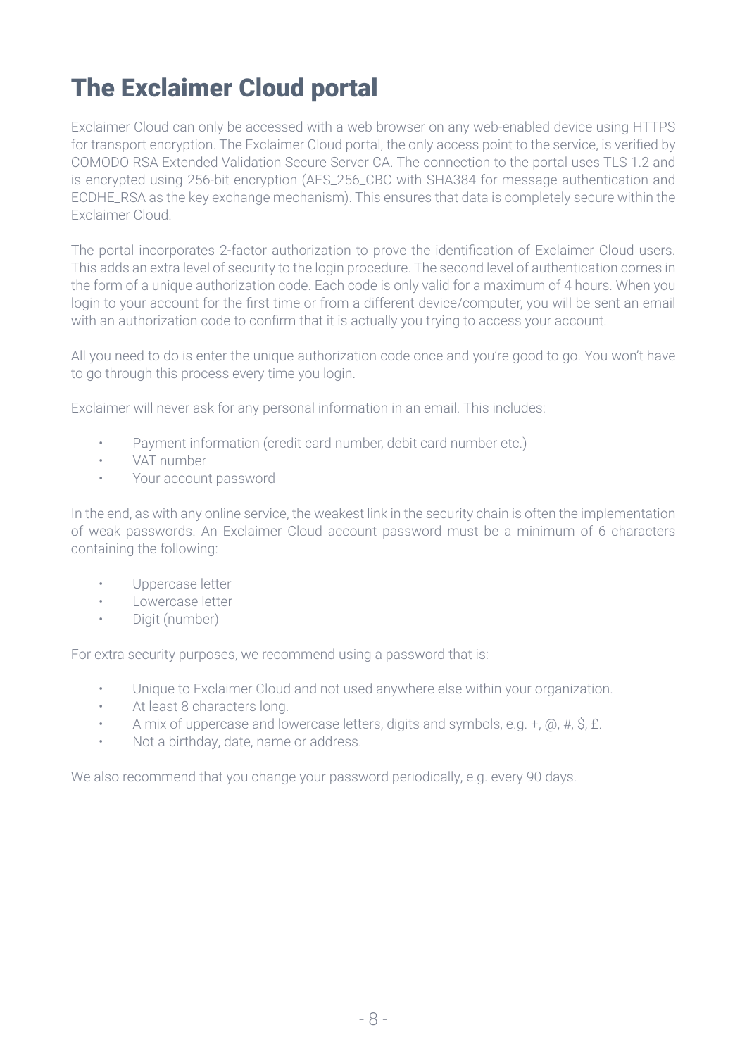# The Exclaimer Cloud portal

Exclaimer Cloud can only be accessed with a web browser on any web-enabled device using HTTPS for transport encryption. The Exclaimer Cloud portal, the only access point to the service, is verified by COMODO RSA Extended Validation Secure Server CA. The connection to the portal uses TLS 1.2 and is encrypted using 256-bit encryption (AES_256_CBC with SHA384 for message authentication and ECDHE_RSA as the key exchange mechanism). This ensures that data is completely secure within the Exclaimer Cloud.

The portal incorporates 2-factor authorization to prove the identification of Exclaimer Cloud users. This adds an extra level of security to the login procedure. The second level of authentication comes in the form of a unique authorization code. Each code is only valid for a maximum of 4 hours. When you login to your account for the first time or from a different device/computer, you will be sent an email with an authorization code to confirm that it is actually you trying to access your account.

All you need to do is enter the unique authorization code once and you're good to go. You won't have to go through this process every time you login.

Exclaimer will never ask for any personal information in an email. This includes:

- Payment information (credit card number, debit card number etc.)
- VAT number
- Your account password

In the end, as with any online service, the weakest link in the security chain is often the implementation of weak passwords. An Exclaimer Cloud account password must be a minimum of 6 characters containing the following:

- Uppercase letter
- Lowercase letter
- Digit (number)

For extra security purposes, we recommend using a password that is:

- Unique to Exclaimer Cloud and not used anywhere else within your organization.
- At least 8 characters long.
- A mix of uppercase and lowercase letters, digits and symbols, e.g. +, @, #, $, £.
- Not a birthday, date, name or address.

We also recommend that you change your password periodically, e.g. every 90 days.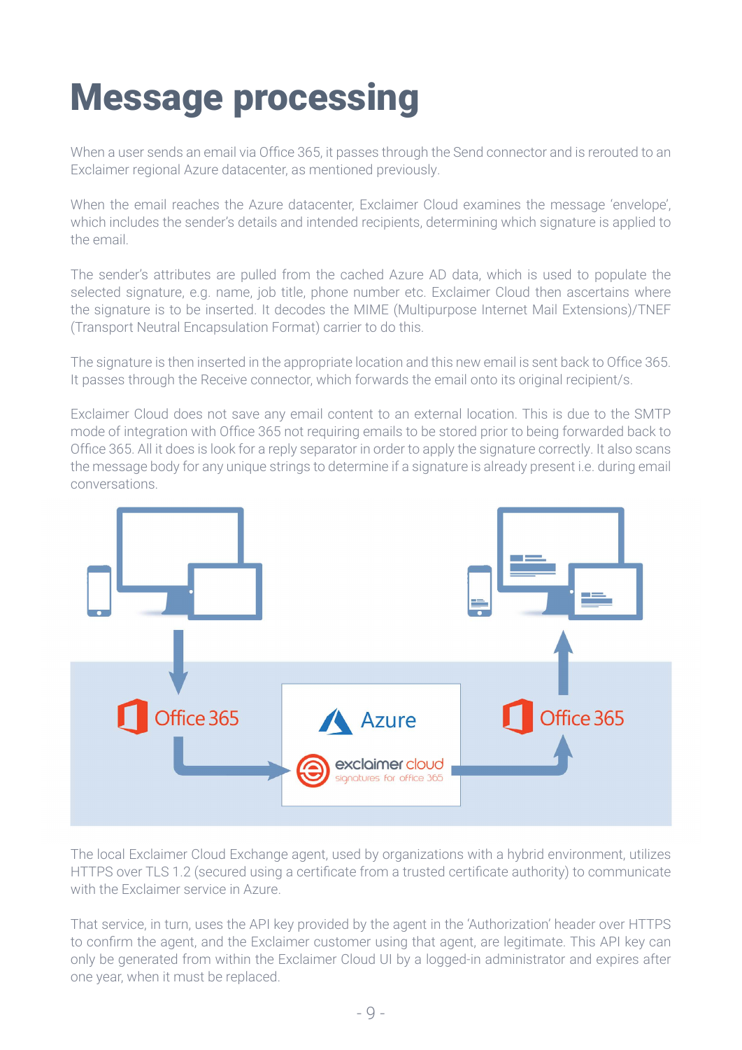# Message processing

When a user sends an email via Office 365, it passes through the Send connector and is rerouted to an Exclaimer regional Azure datacenter, as mentioned previously.

When the email reaches the Azure datacenter, Exclaimer Cloud examines the message 'envelope', which includes the sender's details and intended recipients, determining which signature is applied to the email.

The sender's attributes are pulled from the cached Azure AD data, which is used to populate the selected signature, e.g. name, job title, phone number etc. Exclaimer Cloud then ascertains where the signature is to be inserted. It decodes the MIME (Multipurpose Internet Mail Extensions)/TNEF (Transport Neutral Encapsulation Format) carrier to do this.

The signature is then inserted in the appropriate location and this new email is sent back to Office 365. It passes through the Receive connector, which forwards the email onto its original recipient/s.

Exclaimer Cloud does not save any email content to an external location. This is due to the SMTP mode of integration with Office 365 not requiring emails to be stored prior to being forwarded back to Office 365. All it does is look for a reply separator in order to apply the signature correctly. It also scans the message body for any unique strings to determine if a signature is already present i.e. during email conversations.

The local Exclaimer Cloud Exchange agent, used by organizations with a hybrid environment, utilizes HTTPS over TLS 1.2 (secured using a certificate from a trusted certificate authority) to communicate with the Exclaimer service in Azure.

That service, in turn, uses the API key provided by the agent in the 'Authorization' header over HTTPS to confirm the agent, and the Exclaimer customer using that agent, are legitimate. This API key can only be generated from within the Exclaimer Cloud UI by a logged-in administrator and expires after one year, when it must be replaced.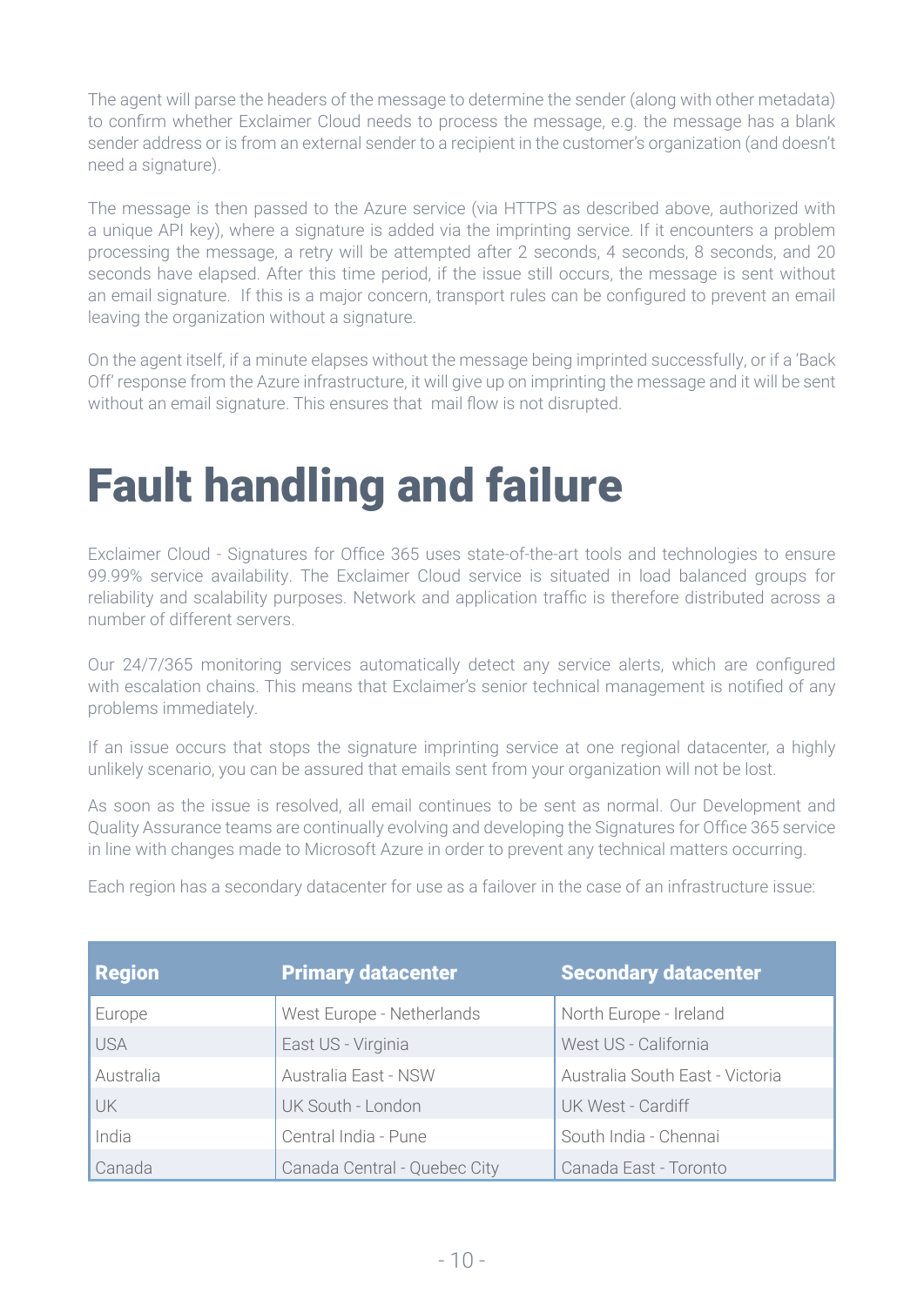The agent will parse the headers of the message to determine the sender (along with other metadata) to confirm whether Exclaimer Cloud needs to process the message, e.g. the message has a blank sender address or is from an external sender to a recipient in the customer's organization (and doesn't need a signature).

The message is then passed to the Azure service (via HTTPS as described above, authorized with a unique API key), where a signature is added via the imprinting service. If it encounters a problem processing the message, a retry will be attempted after 2 seconds, 4 seconds, 8 seconds, and 20 seconds have elapsed. After this time period, if the issue still occurs, the message is sent without an email signature. If this is a major concern, transport rules can be configured to prevent an email leaving the organization without a signature.

On the agent itself, if a minute elapses without the message being imprinted successfully, or if a 'Back Off' response from the Azure infrastructure, it will give up on imprinting the message and it will be sent without an email signature. This ensures that mail flow is not disrupted.

# Fault handling and failure

Exclaimer Cloud - Signatures for Office 365 uses state-of-the-art tools and technologies to ensure 99.99% service availability. The Exclaimer Cloud service is situated in load balanced groups for reliability and scalability purposes. Network and application traffic is therefore distributed across a number of different servers.

Our 24/7/365 monitoring services automatically detect any service alerts, which are configured with escalation chains. This means that Exclaimer's senior technical management is notified of any problems immediately.

If an issue occurs that stops the signature imprinting service at one regional datacenter, a highly unlikely scenario, you can be assured that emails sent from your organization will not be lost.

As soon as the issue is resolved, all email continues to be sent as normal. Our Development and Quality Assurance teams are continually evolving and developing the Signatures for Office 365 service in line with changes made to Microsoft Azure in order to prevent any technical matters occurring.

Each region has a secondary datacenter for use as a failover in the case of an infrastructure issue:

| Region | Primary datacenter | Secondary datacenter |
|---|---|---|
| Europe | West Europe - Netherlands | North Europe - Ireland |
| USA | East US - Virginia | West US - California |
| Australia | Australia East - NSW | Australia South East - Victoria |
| UK | UK South - London | UK West - Cardiff |
| India | Central India - Pune | South India - Chennai |
| Canada | Canada Central - Quebec City | Canada East - Toronto |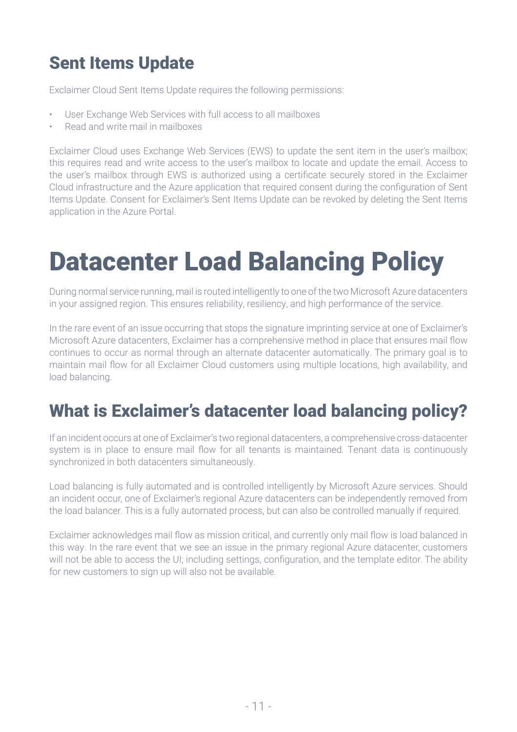## Sent Items Update

Exclaimer Cloud Sent Items Update requires the following permissions:

- User Exchange Web Services with full access to all mailboxes
- Read and write mail in mailboxes

Exclaimer Cloud uses Exchange Web Services (EWS) to update the sent item in the user's mailbox; this requires read and write access to the user's mailbox to locate and update the email. Access to the user's mailbox through EWS is authorized using a certificate securely stored in the Exclaimer Cloud infrastructure and the Azure application that required consent during the configuration of Sent Items Update. Consent for Exclaimer's Sent Items Update can be revoked by deleting the Sent Items application in the Azure Portal.

# Datacenter Load Balancing Policy

During normal service running, mail is routed intelligently to one of the two Microsoft Azure datacenters in your assigned region. This ensures reliability, resiliency, and high performance of the service.

In the rare event of an issue occurring that stops the signature imprinting service at one of Exclaimer's Microsoft Azure datacenters, Exclaimer has a comprehensive method in place that ensures mail flow continues to occur as normal through an alternate datacenter automatically. The primary goal is to maintain mail flow for all Exclaimer Cloud customers using multiple locations, high availability, and load balancing.

## What is Exclaimer's datacenter load balancing policy?

If an incident occurs at one of Exclaimer's two regional datacenters, a comprehensive cross-datacenter system is in place to ensure mail flow for all tenants is maintained. Tenant data is continuously synchronized in both datacenters simultaneously.

Load balancing is fully automated and is controlled intelligently by Microsoft Azure services. Should an incident occur, one of Exclaimer's regional Azure datacenters can be independently removed from the load balancer. This is a fully automated process, but can also be controlled manually if required.

Exclaimer acknowledges mail flow as mission critical, and currently only mail flow is load balanced in this way. In the rare event that we see an issue in the primary regional Azure datacenter, customers will not be able to access the UI; including settings, configuration, and the template editor. The ability for new customers to sign up will also not be available.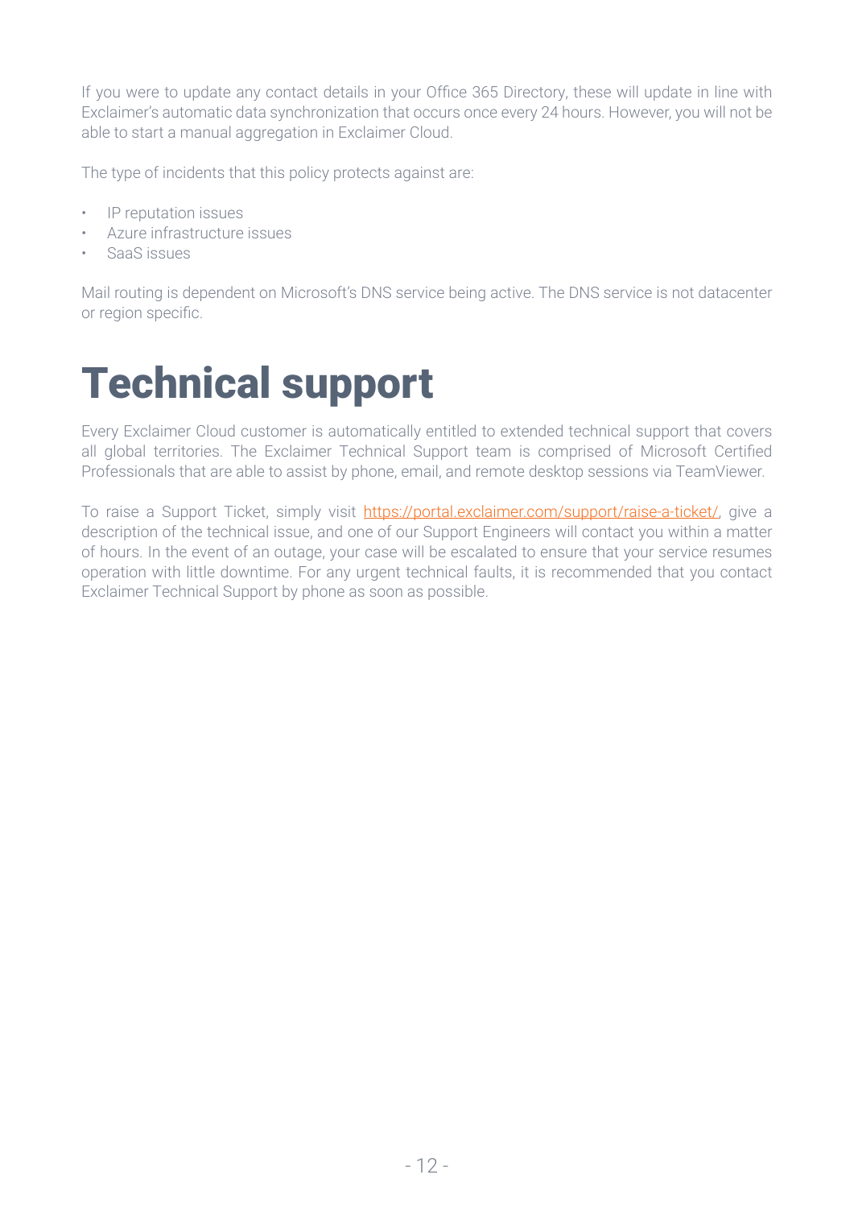If you were to update any contact details in your Office 365 Directory, these will update in line with Exclaimer's automatic data synchronization that occurs once every 24 hours. However, you will not be able to start a manual aggregation in Exclaimer Cloud.

The type of incidents that this policy protects against are:

- IP reputation issues
- Azure infrastructure issues
- SaaS issues

Mail routing is dependent on Microsoft's DNS service being active. The DNS service is not datacenter or region specific.

# Technical support

Every Exclaimer Cloud customer is automatically entitled to extended technical support that covers all global territories. The Exclaimer Technical Support team is comprised of Microsoft Certified Professionals that are able to assist by phone, email, and remote desktop sessions via TeamViewer.

To raise a Support Ticket, simply visit [https://portal.exclaimer.com/support/raise-a-ticket/](https://portal.exclaimer.com/support/raise-a-ticket/), give a description of the technical issue, and one of our Support Engineers will contact you within a matter of hours. In the event of an outage, your case will be escalated to ensure that your service resumes operation with little downtime. For any urgent technical faults, it is recommended that you contact Exclaimer Technical Support by phone as soon as possible.